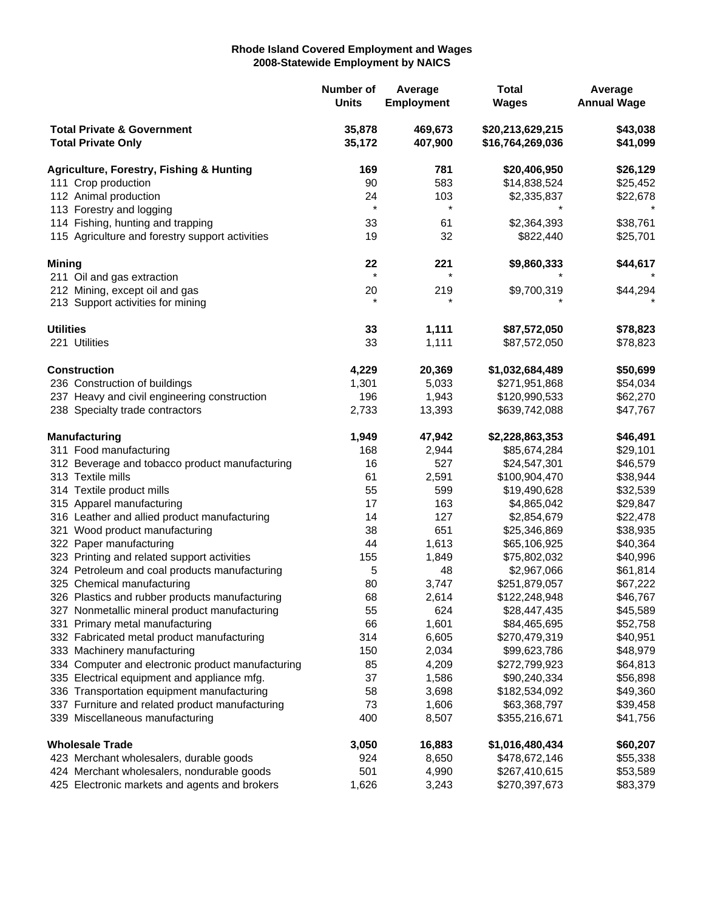**Rhode Island Covered Employment and Wages**
**2008-Statewide Employment by NAICS**

| | Number of Units | Average Employment | Total Wages | Average Annual Wage |
|---|---|---|---|---|
| **Total Private & Government** | **35,878** | **469,673** | **$20,213,629,215** | **$43,038** |
| **Total Private Only** | **35,172** | **407,900** | **$16,764,269,036** | **$41,099** |
| | | | | |
| **Agriculture, Forestry, Fishing & Hunting** | **169** | **781** | **$20,406,950** | **$26,129** |
| 111 Crop production | 90 | 583 | $14,838,524 | $25,452 |
| 112 Animal production | 24 | 103 | $2,335,837 | $22,678 |
| 113 Forestry and logging | * | * | * | * |
| 114 Fishing, hunting and trapping | 33 | 61 | $2,364,393 | $38,761 |
| 115 Agriculture and forestry support activities | 19 | 32 | $822,440 | $25,701 |
| | | | | |
| **Mining** | **22** | **221** | **$9,860,333** | **$44,617** |
| 211 Oil and gas extraction | * | * | * | * |
| 212 Mining, except oil and gas | 20 | 219 | $9,700,319 | $44,294 |
| 213 Support activities for mining | * | * | * | * |
| | | | | |
| **Utilities** | **33** | **1,111** | **$87,572,050** | **$78,823** |
| 221 Utilities | 33 | 1,111 | $87,572,050 | $78,823 |
| | | | | |
| **Construction** | **4,229** | **20,369** | **$1,032,684,489** | **$50,699** |
| 236 Construction of buildings | 1,301 | 5,033 | $271,951,868 | $54,034 |
| 237 Heavy and civil engineering construction | 196 | 1,943 | $120,990,533 | $62,270 |
| 238 Specialty trade contractors | 2,733 | 13,393 | $639,742,088 | $47,767 |
| | | | | |
| **Manufacturing** | **1,949** | **47,942** | **$2,228,863,353** | **$46,491** |
| 311 Food manufacturing | 168 | 2,944 | $85,674,284 | $29,101 |
| 312 Beverage and tobacco product manufacturing | 16 | 527 | $24,547,301 | $46,579 |
| 313 Textile mills | 61 | 2,591 | $100,904,470 | $38,944 |
| 314 Textile product mills | 55 | 599 | $19,490,628 | $32,539 |
| 315 Apparel manufacturing | 17 | 163 | $4,865,042 | $29,847 |
| 316 Leather and allied product manufacturing | 14 | 127 | $2,854,679 | $22,478 |
| 321 Wood product manufacturing | 38 | 651 | $25,346,869 | $38,935 |
| 322 Paper manufacturing | 44 | 1,613 | $65,106,925 | $40,364 |
| 323 Printing and related support activities | 155 | 1,849 | $75,802,032 | $40,996 |
| 324 Petroleum and coal products manufacturing | 5 | 48 | $2,967,066 | $61,814 |
| 325 Chemical manufacturing | 80 | 3,747 | $251,879,057 | $67,222 |
| 326 Plastics and rubber products manufacturing | 68 | 2,614 | $122,248,948 | $46,767 |
| 327 Nonmetallic mineral product manufacturing | 55 | 624 | $28,447,435 | $45,589 |
| 331 Primary metal manufacturing | 66 | 1,601 | $84,465,695 | $52,758 |
| 332 Fabricated metal product manufacturing | 314 | 6,605 | $270,479,319 | $40,951 |
| 333 Machinery manufacturing | 150 | 2,034 | $99,623,786 | $48,979 |
| 334 Computer and electronic product manufacturing | 85 | 4,209 | $272,799,923 | $64,813 |
| 335 Electrical equipment and appliance mfg. | 37 | 1,586 | $90,240,334 | $56,898 |
| 336 Transportation equipment manufacturing | 58 | 3,698 | $182,534,092 | $49,360 |
| 337 Furniture and related product manufacturing | 73 | 1,606 | $63,368,797 | $39,458 |
| 339 Miscellaneous manufacturing | 400 | 8,507 | $355,216,671 | $41,756 |
| | | | | |
| **Wholesale Trade** | **3,050** | **16,883** | **$1,016,480,434** | **$60,207** |
| 423 Merchant wholesalers, durable goods | 924 | 8,650 | $478,672,146 | $55,338 |
| 424 Merchant wholesalers, nondurable goods | 501 | 4,990 | $267,410,615 | $53,589 |
| 425 Electronic markets and agents and brokers | 1,626 | 3,243 | $270,397,673 | $83,379 |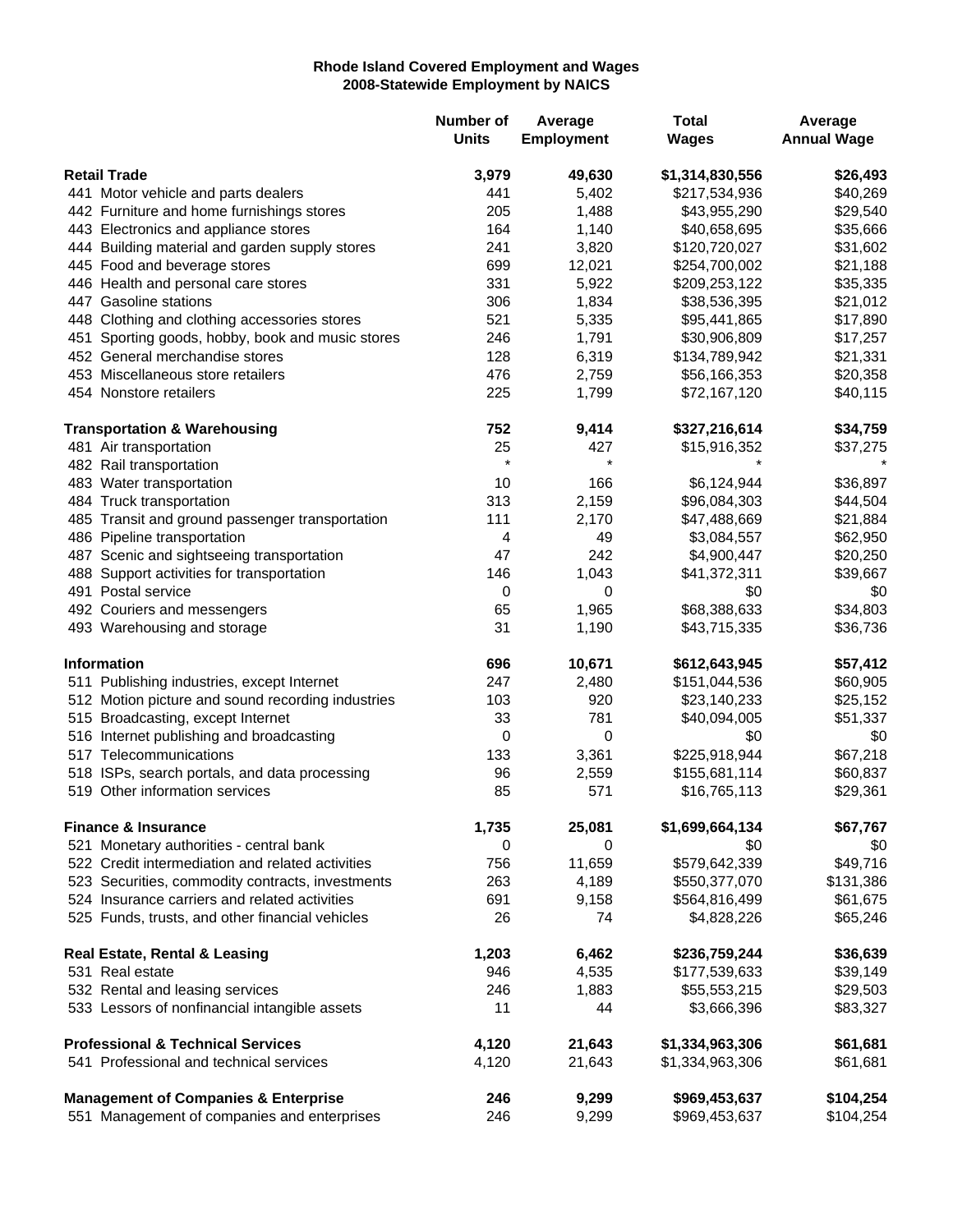**Rhode Island Covered Employment and Wages**
**2008-Statewide Employment by NAICS**

| | Number of Units | Average Employment | Total Wages | Average Annual Wage |
|---|---|---|---|---|
| **Retail Trade** | **3,979** | **49,630** | **$1,314,830,556** | **$26,493** |
| 441 Motor vehicle and parts dealers | 441 | 5,402 | $217,534,936 | $40,269 |
| 442 Furniture and home furnishings stores | 205 | 1,488 | $43,955,290 | $29,540 |
| 443 Electronics and appliance stores | 164 | 1,140 | $40,658,695 | $35,666 |
| 444 Building material and garden supply stores | 241 | 3,820 | $120,720,027 | $31,602 |
| 445 Food and beverage stores | 699 | 12,021 | $254,700,002 | $21,188 |
| 446 Health and personal care stores | 331 | 5,922 | $209,253,122 | $35,335 |
| 447 Gasoline stations | 306 | 1,834 | $38,536,395 | $21,012 |
| 448 Clothing and clothing accessories stores | 521 | 5,335 | $95,441,865 | $17,890 |
| 451 Sporting goods, hobby, book and music stores | 246 | 1,791 | $30,906,809 | $17,257 |
| 452 General merchandise stores | 128 | 6,319 | $134,789,942 | $21,331 |
| 453 Miscellaneous store retailers | 476 | 2,759 | $56,166,353 | $20,358 |
| 454 Nonstore retailers | 225 | 1,799 | $72,167,120 | $40,115 |
| **Transportation & Warehousing** | **752** | **9,414** | **$327,216,614** | **$34,759** |
| 481 Air transportation | 25 | 427 | $15,916,352 | $37,275 |
| 482 Rail transportation | * | * | * | * |
| 483 Water transportation | 10 | 166 | $6,124,944 | $36,897 |
| 484 Truck transportation | 313 | 2,159 | $96,084,303 | $44,504 |
| 485 Transit and ground passenger transportation | 111 | 2,170 | $47,488,669 | $21,884 |
| 486 Pipeline transportation | 4 | 49 | $3,084,557 | $62,950 |
| 487 Scenic and sightseeing transportation | 47 | 242 | $4,900,447 | $20,250 |
| 488 Support activities for transportation | 146 | 1,043 | $41,372,311 | $39,667 |
| 491 Postal service | 0 | 0 | $0 | $0 |
| 492 Couriers and messengers | 65 | 1,965 | $68,388,633 | $34,803 |
| 493 Warehousing and storage | 31 | 1,190 | $43,715,335 | $36,736 |
| **Information** | **696** | **10,671** | **$612,643,945** | **$57,412** |
| 511 Publishing industries, except Internet | 247 | 2,480 | $151,044,536 | $60,905 |
| 512 Motion picture and sound recording industries | 103 | 920 | $23,140,233 | $25,152 |
| 515 Broadcasting, except Internet | 33 | 781 | $40,094,005 | $51,337 |
| 516 Internet publishing and broadcasting | 0 | 0 | $0 | $0 |
| 517 Telecommunications | 133 | 3,361 | $225,918,944 | $67,218 |
| 518 ISPs, search portals, and data processing | 96 | 2,559 | $155,681,114 | $60,837 |
| 519 Other information services | 85 | 571 | $16,765,113 | $29,361 |
| **Finance & Insurance** | **1,735** | **25,081** | **$1,699,664,134** | **$67,767** |
| 521 Monetary authorities - central bank | 0 | 0 | $0 | $0 |
| 522 Credit intermediation and related activities | 756 | 11,659 | $579,642,339 | $49,716 |
| 523 Securities, commodity contracts, investments | 263 | 4,189 | $550,377,070 | $131,386 |
| 524 Insurance carriers and related activities | 691 | 9,158 | $564,816,499 | $61,675 |
| 525 Funds, trusts, and other financial vehicles | 26 | 74 | $4,828,226 | $65,246 |
| **Real Estate, Rental & Leasing** | **1,203** | **6,462** | **$236,759,244** | **$36,639** |
| 531 Real estate | 946 | 4,535 | $177,539,633 | $39,149 |
| 532 Rental and leasing services | 246 | 1,883 | $55,553,215 | $29,503 |
| 533 Lessors of nonfinancial intangible assets | 11 | 44 | $3,666,396 | $83,327 |
| **Professional & Technical Services** | **4,120** | **21,643** | **$1,334,963,306** | **$61,681** |
| 541 Professional and technical services | 4,120 | 21,643 | $1,334,963,306 | $61,681 |
| **Management of Companies & Enterprise** | **246** | **9,299** | **$969,453,637** | **$104,254** |
| 551 Management of companies and enterprises | 246 | 9,299 | $969,453,637 | $104,254 |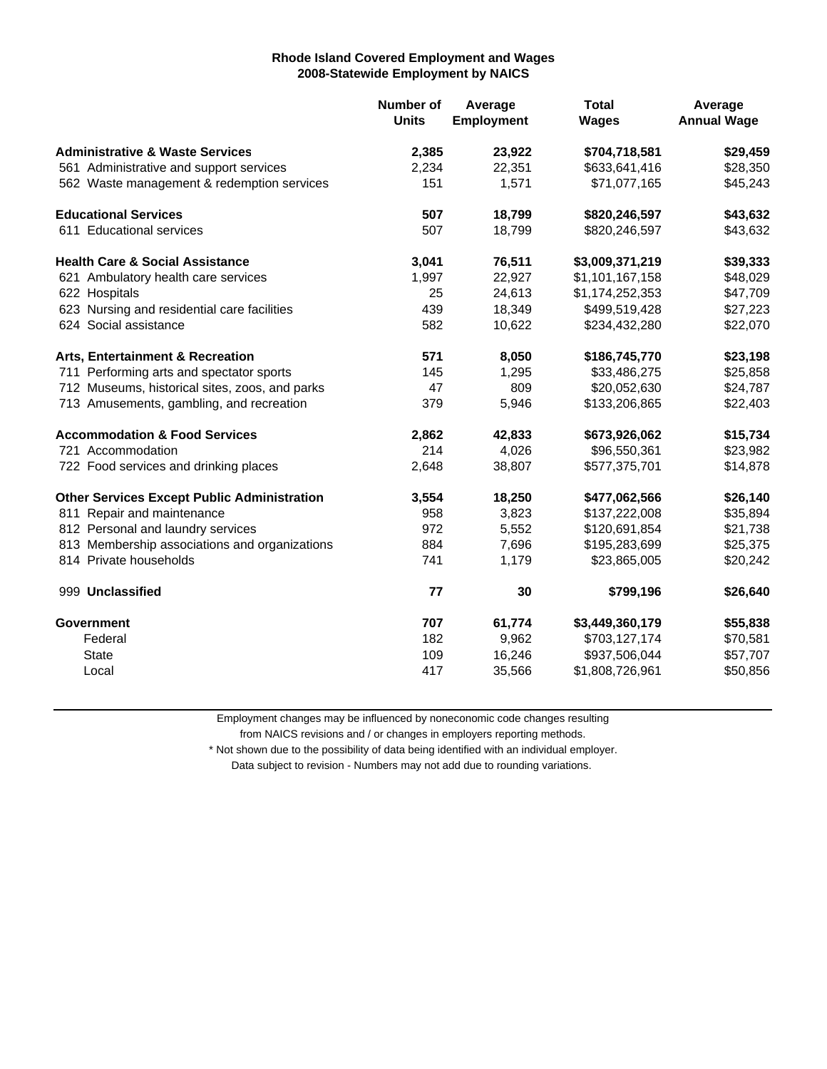**Rhode Island Covered Employment and Wages**
**2008-Statewide Employment by NAICS**

| | Number of Units | Average Employment | Total Wages | Average Annual Wage |
|---|---|---|---|---|
| **Administrative & Waste Services** | **2,385** | **23,922** | **$704,718,581** | **$29,459** |
| 561 Administrative and support services | 2,234 | 22,351 | $633,641,416 | $28,350 |
| 562 Waste management & redemption services | 151 | 1,571 | $71,077,165 | $45,243 |
| **Educational Services** | **507** | **18,799** | **$820,246,597** | **$43,632** |
| 611 Educational services | 507 | 18,799 | $820,246,597 | $43,632 |
| **Health Care & Social Assistance** | **3,041** | **76,511** | **$3,009,371,219** | **$39,333** |
| 621 Ambulatory health care services | 1,997 | 22,927 | $1,101,167,158 | $48,029 |
| 622 Hospitals | 25 | 24,613 | $1,174,252,353 | $47,709 |
| 623 Nursing and residential care facilities | 439 | 18,349 | $499,519,428 | $27,223 |
| 624 Social assistance | 582 | 10,622 | $234,432,280 | $22,070 |
| **Arts, Entertainment & Recreation** | **571** | **8,050** | **$186,745,770** | **$23,198** |
| 711 Performing arts and spectator sports | 145 | 1,295 | $33,486,275 | $25,858 |
| 712 Museums, historical sites, zoos, and parks | 47 | 809 | $20,052,630 | $24,787 |
| 713 Amusements, gambling, and recreation | 379 | 5,946 | $133,206,865 | $22,403 |
| **Accommodation & Food Services** | **2,862** | **42,833** | **$673,926,062** | **$15,734** |
| 721 Accommodation | 214 | 4,026 | $96,550,361 | $23,982 |
| 722 Food services and drinking places | 2,648 | 38,807 | $577,375,701 | $14,878 |
| **Other Services Except Public Administration** | **3,554** | **18,250** | **$477,062,566** | **$26,140** |
| 811 Repair and maintenance | 958 | 3,823 | $137,222,008 | $35,894 |
| 812 Personal and laundry services | 972 | 5,552 | $120,691,854 | $21,738 |
| 813 Membership associations and organizations | 884 | 7,696 | $195,283,699 | $25,375 |
| 814 Private households | 741 | 1,179 | $23,865,005 | $20,242 |
| 999 **Unclassified** | **77** | **30** | **$799,196** | **$26,640** |
| **Government** | **707** | **61,774** | **$3,449,360,179** | **$55,838** |
| Federal | 182 | 9,962 | $703,127,174 | $70,581 |
| State | 109 | 16,246 | $937,506,044 | $57,707 |
| Local | 417 | 35,566 | $1,808,726,961 | $50,856 |

Employment changes may be influenced by noneconomic code changes resulting from NAICS revisions and / or changes in employers reporting methods.

* Not shown due to the possibility of data being identified with an individual employer.

Data subject to revision - Numbers may not add due to rounding variations.